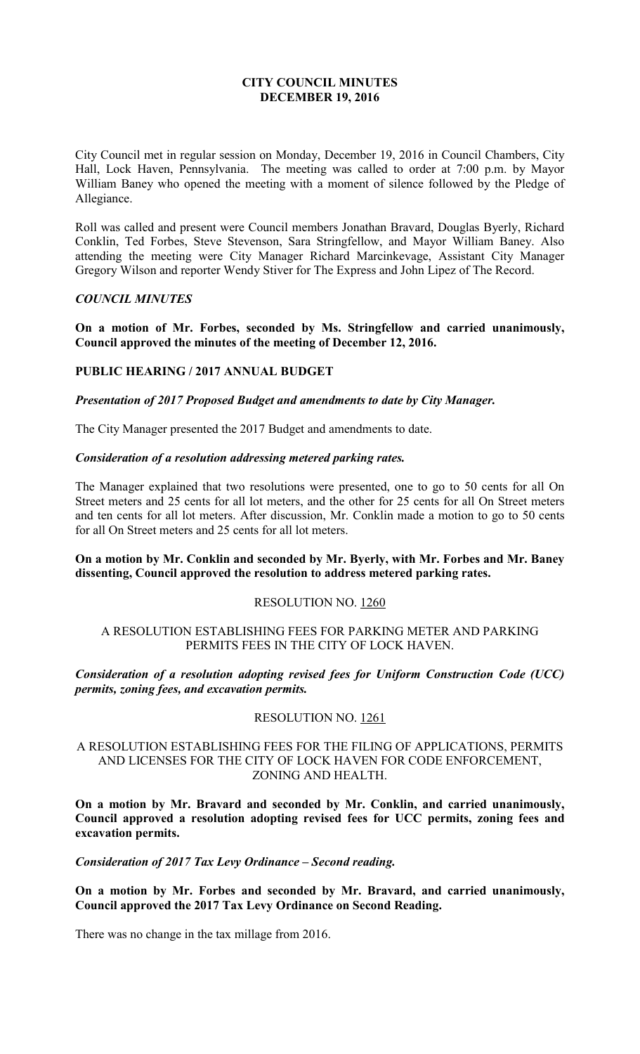# CITY COUNCIL MINUTES
# DECEMBER 19, 2016

City Council met in regular session on Monday, December 19, 2016 in Council Chambers, City Hall, Lock Haven, Pennsylvania. The meeting was called to order at 7:00 p.m. by Mayor William Baney who opened the meeting with a moment of silence followed by the Pledge of Allegiance.

Roll was called and present were Council members Jonathan Bravard, Douglas Byerly, Richard Conklin, Ted Forbes, Steve Stevenson, Sara Stringfellow, and Mayor William Baney. Also attending the meeting were City Manager Richard Marcinkevage, Assistant City Manager Gregory Wilson and reporter Wendy Stiver for The Express and John Lipez of The Record.

### *COUNCIL MINUTES*

**On a motion of Mr. Forbes, seconded by Ms. Stringfellow and carried unanimously, Council approved the minutes of the meeting of December 12, 2016.**

### PUBLIC HEARING / 2017 ANNUAL BUDGET

***Presentation of 2017 Proposed Budget and amendments to date by City Manager.***

The City Manager presented the 2017 Budget and amendments to date.

***Consideration of a resolution addressing metered parking rates.***

The Manager explained that two resolutions were presented, one to go to 50 cents for all On Street meters and 25 cents for all lot meters, and the other for 25 cents for all On Street meters and ten cents for all lot meters. After discussion, Mr. Conklin made a motion to go to 50 cents for all On Street meters and 25 cents for all lot meters.

**On a motion by Mr. Conklin and seconded by Mr. Byerly, with Mr. Forbes and Mr. Baney dissenting, Council approved the resolution to address metered parking rates.**

RESOLUTION NO. 1260

A RESOLUTION ESTABLISHING FEES FOR PARKING METER AND PARKING PERMITS FEES IN THE CITY OF LOCK HAVEN.

***Consideration of a resolution adopting revised fees for Uniform Construction Code (UCC) permits, zoning fees, and excavation permits.***

RESOLUTION NO. 1261

A RESOLUTION ESTABLISHING FEES FOR THE FILING OF APPLICATIONS, PERMITS AND LICENSES FOR THE CITY OF LOCK HAVEN FOR CODE ENFORCEMENT, ZONING AND HEALTH.

**On a motion by Mr. Bravard and seconded by Mr. Conklin, and carried unanimously, Council approved a resolution adopting revised fees for UCC permits, zoning fees and excavation permits.**

***Consideration of 2017 Tax Levy Ordinance – Second reading.***

**On a motion by Mr. Forbes and seconded by Mr. Bravard, and carried unanimously, Council approved the 2017 Tax Levy Ordinance on Second Reading.**

There was no change in the tax millage from 2016.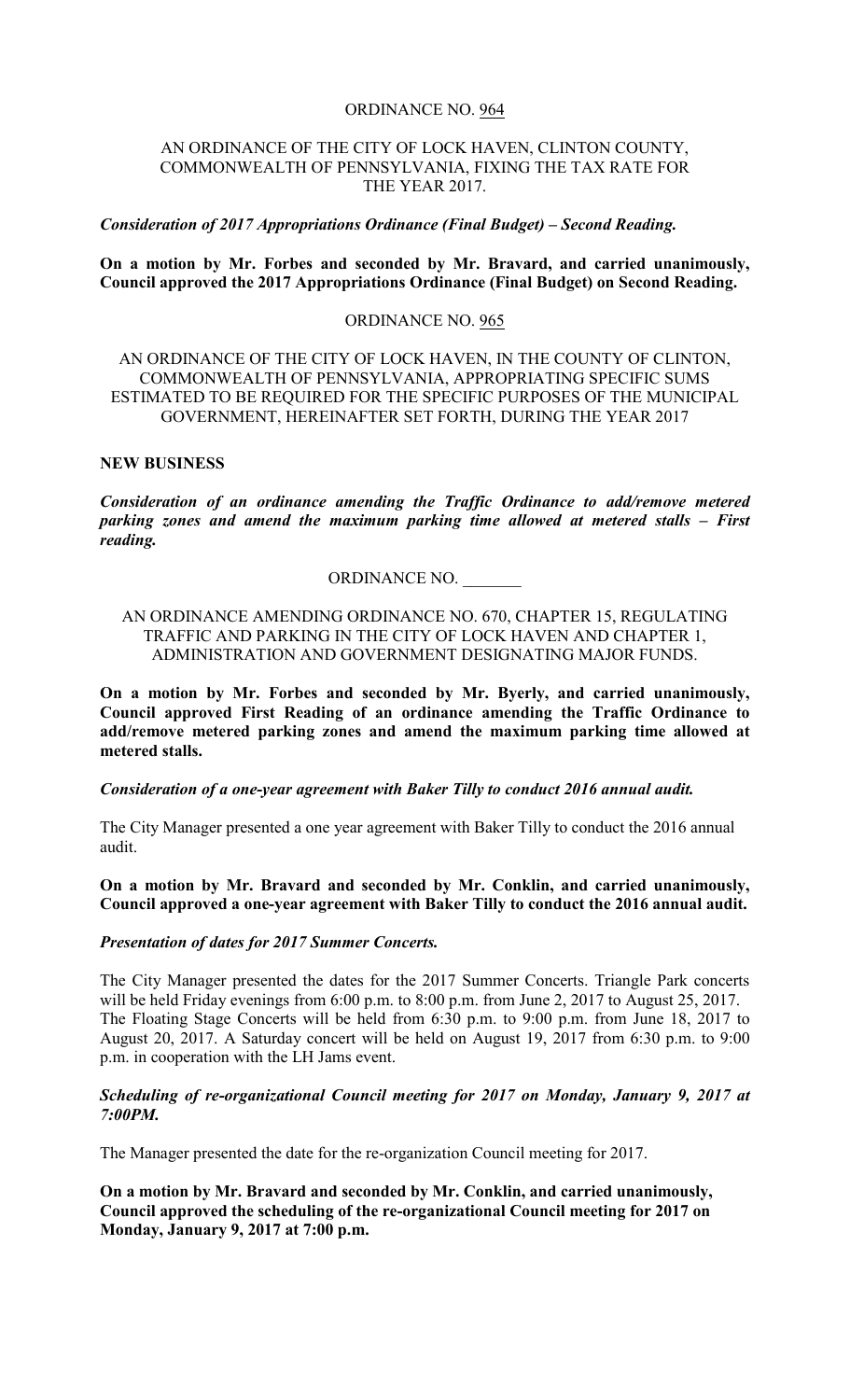ORDINANCE NO. 964

AN ORDINANCE OF THE CITY OF LOCK HAVEN, CLINTON COUNTY, COMMONWEALTH OF PENNSYLVANIA, FIXING THE TAX RATE FOR THE YEAR 2017.

***Consideration of 2017 Appropriations Ordinance (Final Budget) – Second Reading.***

**On a motion by Mr. Forbes and seconded by Mr. Bravard, and carried unanimously, Council approved the 2017 Appropriations Ordinance (Final Budget) on Second Reading.**

ORDINANCE NO. 965

AN ORDINANCE OF THE CITY OF LOCK HAVEN, IN THE COUNTY OF CLINTON, COMMONWEALTH OF PENNSYLVANIA, APPROPRIATING SPECIFIC SUMS ESTIMATED TO BE REQUIRED FOR THE SPECIFIC PURPOSES OF THE MUNICIPAL GOVERNMENT, HEREINAFTER SET FORTH, DURING THE YEAR 2017

**NEW BUSINESS**

***Consideration of an ordinance amending the Traffic Ordinance to add/remove metered parking zones and amend the maximum parking time allowed at metered stalls – First reading.***

ORDINANCE NO. _______

AN ORDINANCE AMENDING ORDINANCE NO. 670, CHAPTER 15, REGULATING TRAFFIC AND PARKING IN THE CITY OF LOCK HAVEN AND CHAPTER 1, ADMINISTRATION AND GOVERNMENT DESIGNATING MAJOR FUNDS.

**On a motion by Mr. Forbes and seconded by Mr. Byerly, and carried unanimously, Council approved First Reading of an ordinance amending the Traffic Ordinance to add/remove metered parking zones and amend the maximum parking time allowed at metered stalls.**

***Consideration of a one-year agreement with Baker Tilly to conduct 2016 annual audit.***

The City Manager presented a one year agreement with Baker Tilly to conduct the 2016 annual audit.

**On a motion by Mr. Bravard and seconded by Mr. Conklin, and carried unanimously, Council approved a one-year agreement with Baker Tilly to conduct the 2016 annual audit.**

***Presentation of dates for 2017 Summer Concerts.***

The City Manager presented the dates for the 2017 Summer Concerts. Triangle Park concerts will be held Friday evenings from 6:00 p.m. to 8:00 p.m. from June 2, 2017 to August 25, 2017. The Floating Stage Concerts will be held from 6:30 p.m. to 9:00 p.m. from June 18, 2017 to August 20, 2017. A Saturday concert will be held on August 19, 2017 from 6:30 p.m. to 9:00 p.m. in cooperation with the LH Jams event.

***Scheduling of re-organizational Council meeting for 2017 on Monday, January 9, 2017 at 7:00PM.***

The Manager presented the date for the re-organization Council meeting for 2017.

**On a motion by Mr. Bravard and seconded by Mr. Conklin, and carried unanimously, Council approved the scheduling of the re-organizational Council meeting for 2017 on Monday, January 9, 2017 at 7:00 p.m.**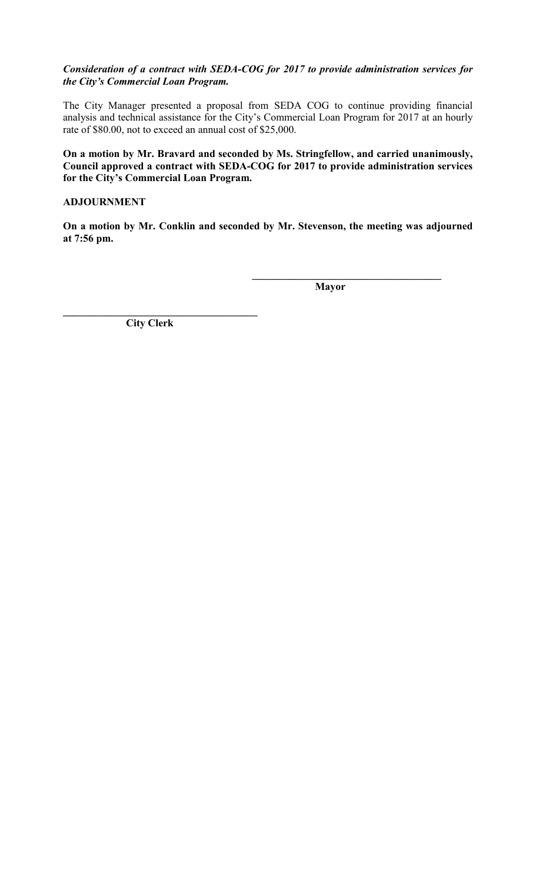***Consideration of a contract with SEDA-COG for 2017 to provide administration services for the City's Commercial Loan Program.***

The City Manager presented a proposal from SEDA COG to continue providing financial analysis and technical assistance for the City's Commercial Loan Program for 2017 at an hourly rate of $80.00, not to exceed an annual cost of $25,000.

**On a motion by Mr. Bravard and seconded by Ms. Stringfellow, and carried unanimously, Council approved a contract with SEDA-COG for 2017 to provide administration services for the City's Commercial Loan Program.**

**ADJOURNMENT**

**On a motion by Mr. Conklin and seconded by Mr. Stevenson, the meeting was adjourned at 7:56 pm.**

\_\_\_\_\_\_\_\_\_\_\_\_\_\_\_\_\_\_\_\_\_\_\_\_\_\_\_\_\_\_\_\_\_\_\_\_

**Mayor**

\_\_\_\_\_\_\_\_\_\_\_\_\_\_\_\_\_\_\_\_\_\_\_\_\_\_\_\_\_\_\_\_\_\_\_\_

**City Clerk**